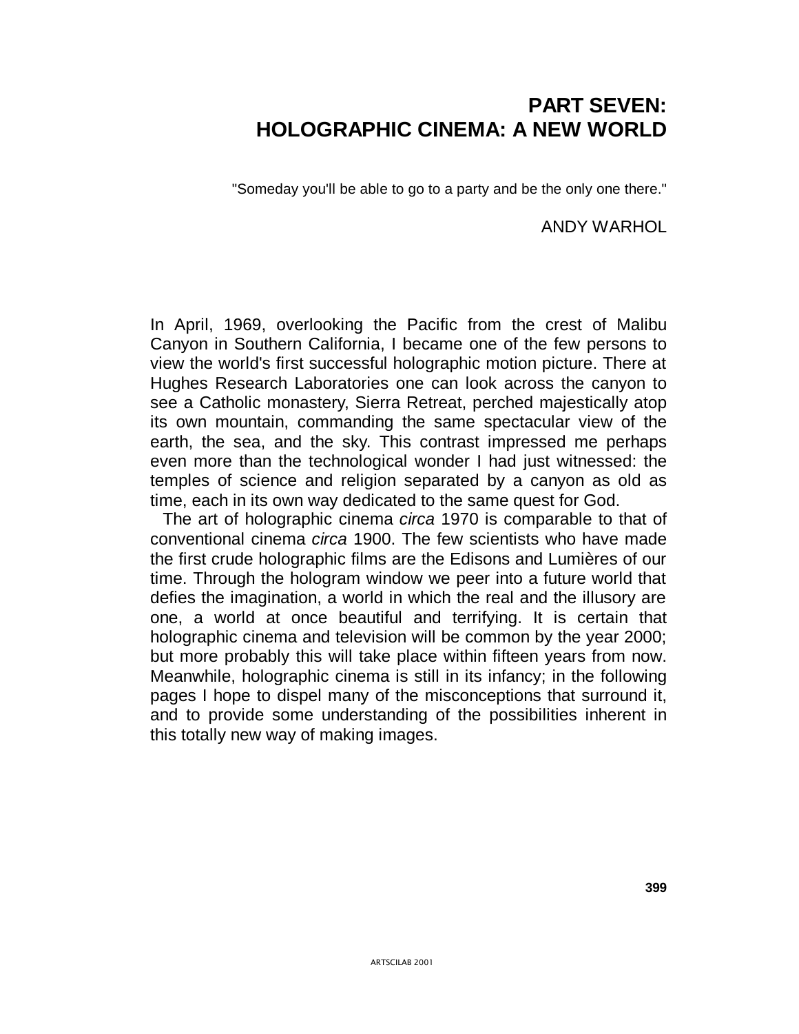# PART SEVEN: HOLOGRAPHIC CINEMA: A NEW WORLD

"Someday you'll be able to go to a party and be the only one there."

ANDY WARHOL

In April, 1969, overlooking the Pacific from the crest of Malibu Canyon in Southern California, I became one of the few persons to view the world's first successful holographic motion picture. There at Hughes Research Laboratories one can look across the canyon to see a Catholic monastery, Sierra Retreat, perched majestically atop its own mountain, commanding the same spectacular view of the earth, the sea, and the sky. This contrast impressed me perhaps even more than the technological wonder I had just witnessed: the temples of science and religion separated by a canyon as old as time, each in its own way dedicated to the same quest for God.

The art of holographic cinema *circa* 1970 is comparable to that of conventional cinema *circa* 1900. The few scientists who have made the first crude holographic films are the Edisons and Lumières of our time. Through the hologram window we peer into a future world that defies the imagination, a world in which the real and the illusory are one, a world at once beautiful and terrifying. It is certain that holographic cinema and television will be common by the year 2000; but more probably this will take place within fifteen years from now. Meanwhile, holographic cinema is still in its infancy; in the following pages I hope to dispel many of the misconceptions that surround it, and to provide some understanding of the possibilities inherent in this totally new way of making images.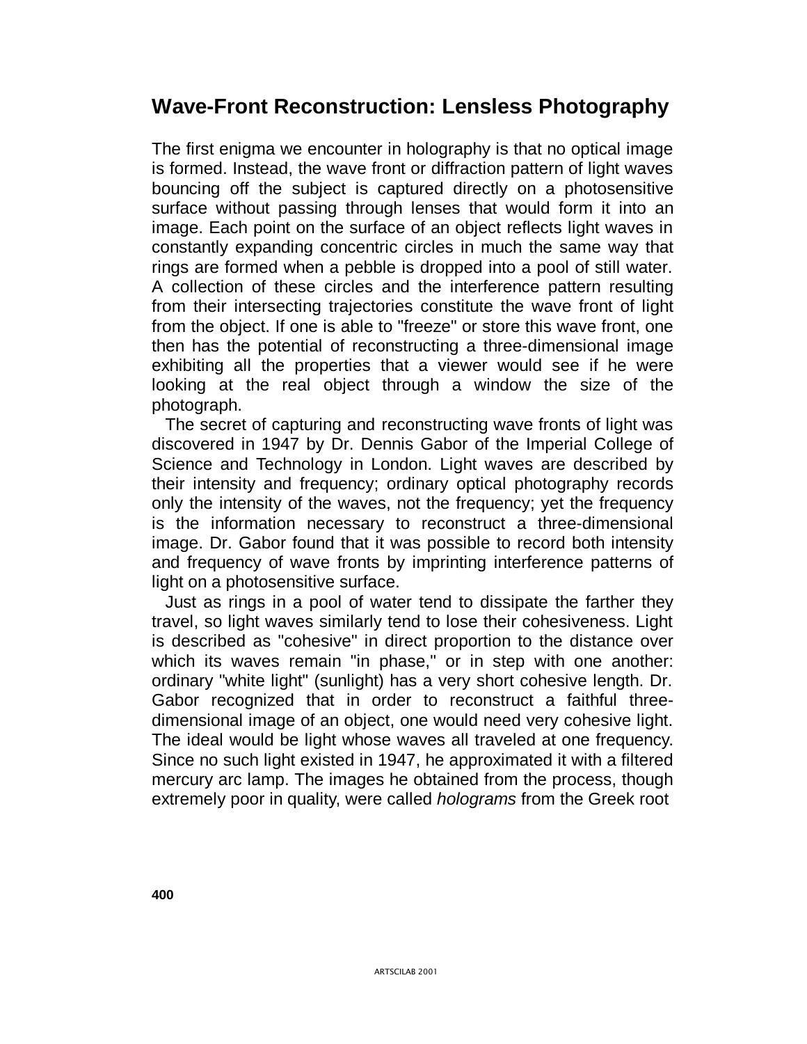## Wave-Front Reconstruction: Lensless Photography

The first enigma we encounter in holography is that no optical image is formed. Instead, the wave front or diffraction pattern of light waves bouncing off the subject is captured directly on a photosensitive surface without passing through lenses that would form it into an image. Each point on the surface of an object reflects light waves in constantly expanding concentric circles in much the same way that rings are formed when a pebble is dropped into a pool of still water. A collection of these circles and the interference pattern resulting from their intersecting trajectories constitute the wave front of light from the object. If one is able to "freeze" or store this wave front, one then has the potential of reconstructing a three-dimensional image exhibiting all the properties that a viewer would see if he were looking at the real object through a window the size of the photograph.

The secret of capturing and reconstructing wave fronts of light was discovered in 1947 by Dr. Dennis Gabor of the Imperial College of Science and Technology in London. Light waves are described by their intensity and frequency; ordinary optical photography records only the intensity of the waves, not the frequency; yet the frequency is the information necessary to reconstruct a three-dimensional image. Dr. Gabor found that it was possible to record both intensity and frequency of wave fronts by imprinting interference patterns of light on a photosensitive surface.

Just as rings in a pool of water tend to dissipate the farther they travel, so light waves similarly tend to lose their cohesiveness. Light is described as "cohesive" in direct proportion to the distance over which its waves remain "in phase," or in step with one another: ordinary "white light" (sunlight) has a very short cohesive length. Dr. Gabor recognized that in order to reconstruct a faithful three-dimensional image of an object, one would need very cohesive light. The ideal would be light whose waves all traveled at one frequency. Since no such light existed in 1947, he approximated it with a filtered mercury arc lamp. The images he obtained from the process, though extremely poor in quality, were called *holograms* from the Greek root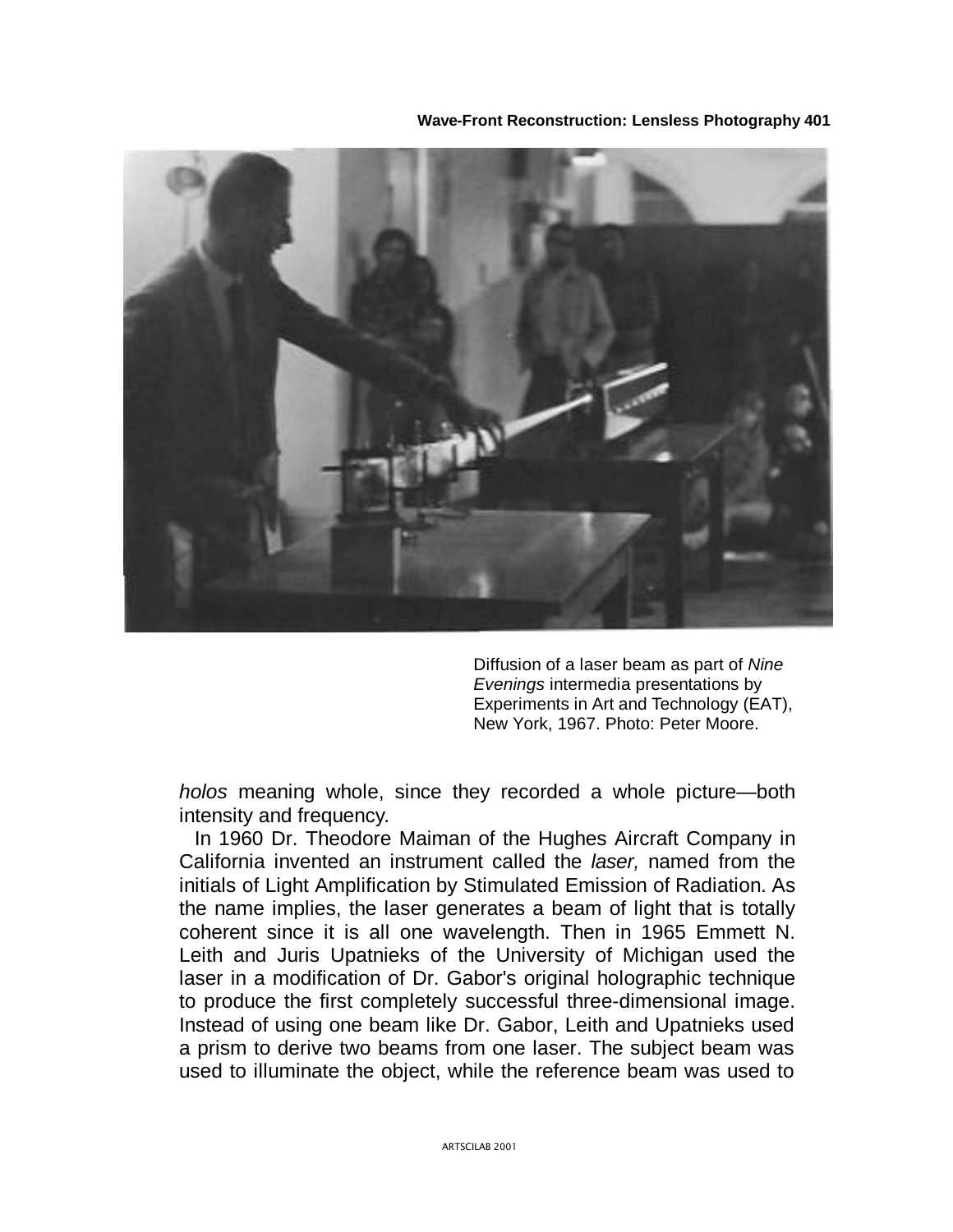Diffusion of a laser beam as part of *Nine Evenings* intermedia presentations by Experiments in Art and Technology (EAT), New York, 1967. Photo: Peter Moore.

*holos* meaning whole, since they recorded a whole picture—both intensity and frequency.

In 1960 Dr. Theodore Maiman of the Hughes Aircraft Company in California invented an instrument called the *laser,* named from the initials of Light Amplification by Stimulated Emission of Radiation. As the name implies, the laser generates a beam of light that is totally coherent since it is all one wavelength. Then in 1965 Emmett N. Leith and Juris Upatnieks of the University of Michigan used the laser in a modification of Dr. Gabor's original holographic technique to produce the first completely successful three-dimensional image. Instead of using one beam like Dr. Gabor, Leith and Upatnieks used a prism to derive two beams from one laser. The subject beam was used to illuminate the object, while the reference beam was used to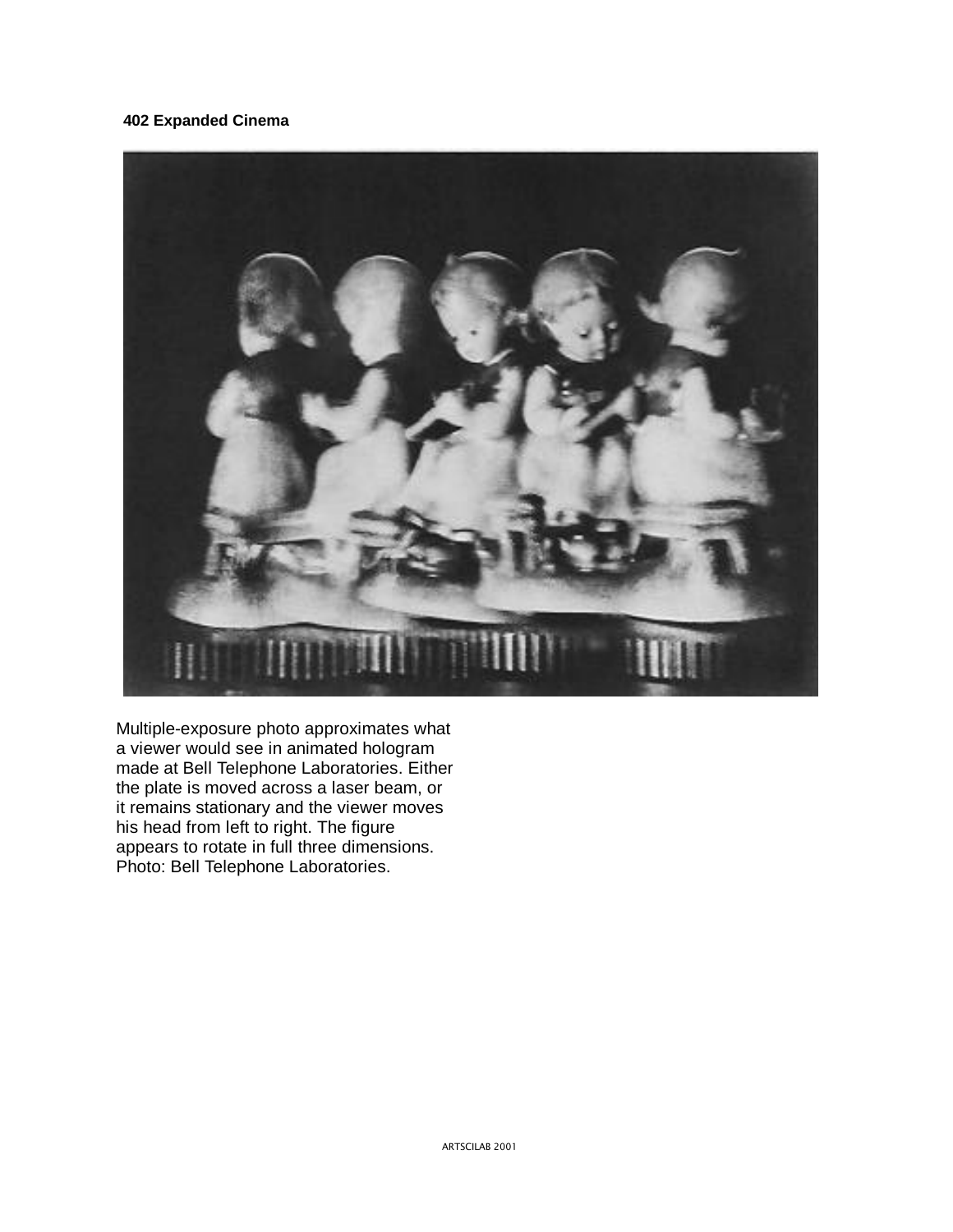Multiple-exposure photo approximates what a viewer would see in animated hologram made at Bell Telephone Laboratories. Either the plate is moved across a laser beam, or it remains stationary and the viewer moves his head from left to right. The figure appears to rotate in full three dimensions. Photo: Bell Telephone Laboratories.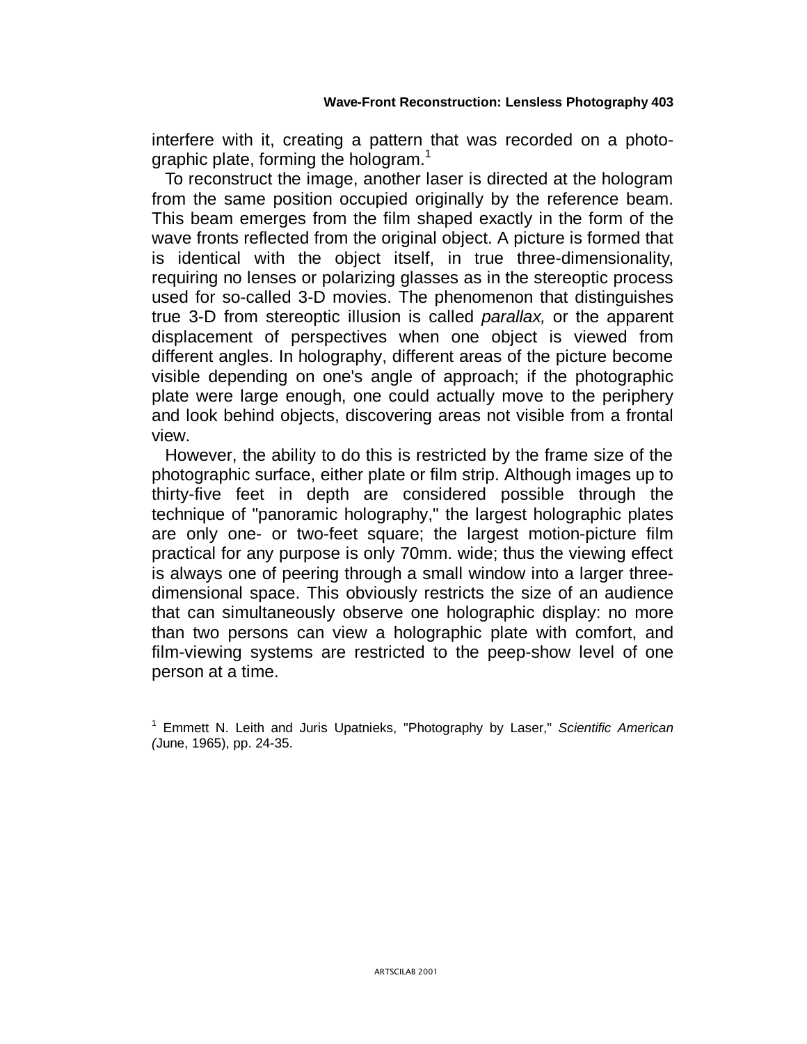interfere with it, creating a pattern that was recorded on a photographic plate, forming the hologram.[1]

To reconstruct the image, another laser is directed at the hologram from the same position occupied originally by the reference beam. This beam emerges from the film shaped exactly in the form of the wave fronts reflected from the original object. A picture is formed that is identical with the object itself, in true three-dimensionality, requiring no lenses or polarizing glasses as in the stereoptic process used for so-called 3-D movies. The phenomenon that distinguishes true 3-D from stereoptic illusion is called *parallax,* or the apparent displacement of perspectives when one object is viewed from different angles. In holography, different areas of the picture become visible depending on one's angle of approach; if the photographic plate were large enough, one could actually move to the periphery and look behind objects, discovering areas not visible from a frontal view.

However, the ability to do this is restricted by the frame size of the photographic surface, either plate or film strip. Although images up to thirty-five feet in depth are considered possible through the technique of "panoramic holography," the largest holographic plates are only one- or two-feet square; the largest motion-picture film practical for any purpose is only 70mm. wide; thus the viewing effect is always one of peering through a small window into a larger three-dimensional space. This obviously restricts the size of an audience that can simultaneously observe one holographic display: no more than two persons can view a holographic plate with comfort, and film-viewing systems are restricted to the peep-show level of one person at a time.

[1] Emmett N. Leith and Juris Upatnieks, "Photography by Laser," *Scientific American* (June, 1965), pp. 24-35.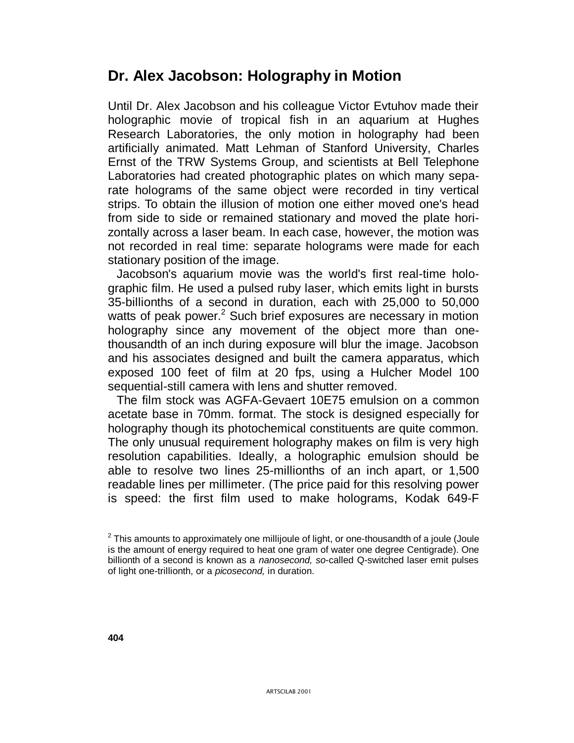## Dr. Alex Jacobson: Holography in Motion

Until Dr. Alex Jacobson and his colleague Victor Evtuhov made their holographic movie of tropical fish in an aquarium at Hughes Research Laboratories, the only motion in holography had been artificially animated. Matt Lehman of Stanford University, Charles Ernst of the TRW Systems Group, and scientists at Bell Telephone Laboratories had created photographic plates on which many separate holograms of the same object were recorded in tiny vertical strips. To obtain the illusion of motion one either moved one's head from side to side or remained stationary and moved the plate horizontally across a laser beam. In each case, however, the motion was not recorded in real time: separate holograms were made for each stationary position of the image.

Jacobson's aquarium movie was the world's first real-time holographic film. He used a pulsed ruby laser, which emits light in bursts 35-billionths of a second in duration, each with 25,000 to 50,000 watts of peak power.[2] Such brief exposures are necessary in motion holography since any movement of the object more than one-thousandth of an inch during exposure will blur the image. Jacobson and his associates designed and built the camera apparatus, which exposed 100 feet of film at 20 fps, using a Hulcher Model 100 sequential-still camera with lens and shutter removed.

The film stock was AGFA-Gevaert 10E75 emulsion on a common acetate base in 70mm. format. The stock is designed especially for holography though its photochemical constituents are quite common. The only unusual requirement holography makes on film is very high resolution capabilities. Ideally, a holographic emulsion should be able to resolve two lines 25-millionths of an inch apart, or 1,500 readable lines per millimeter. (The price paid for this resolving power is speed: the first film used to make holograms, Kodak 649-F

[2] This amounts to approximately one millijoule of light, or one-thousandth of a joule (Joule is the amount of energy required to heat one gram of water one degree Centigrade). One billionth of a second is known as a *nanosecond, so*-called Q-switched laser emit pulses of light one-trillionth, or a *picosecond,* in duration.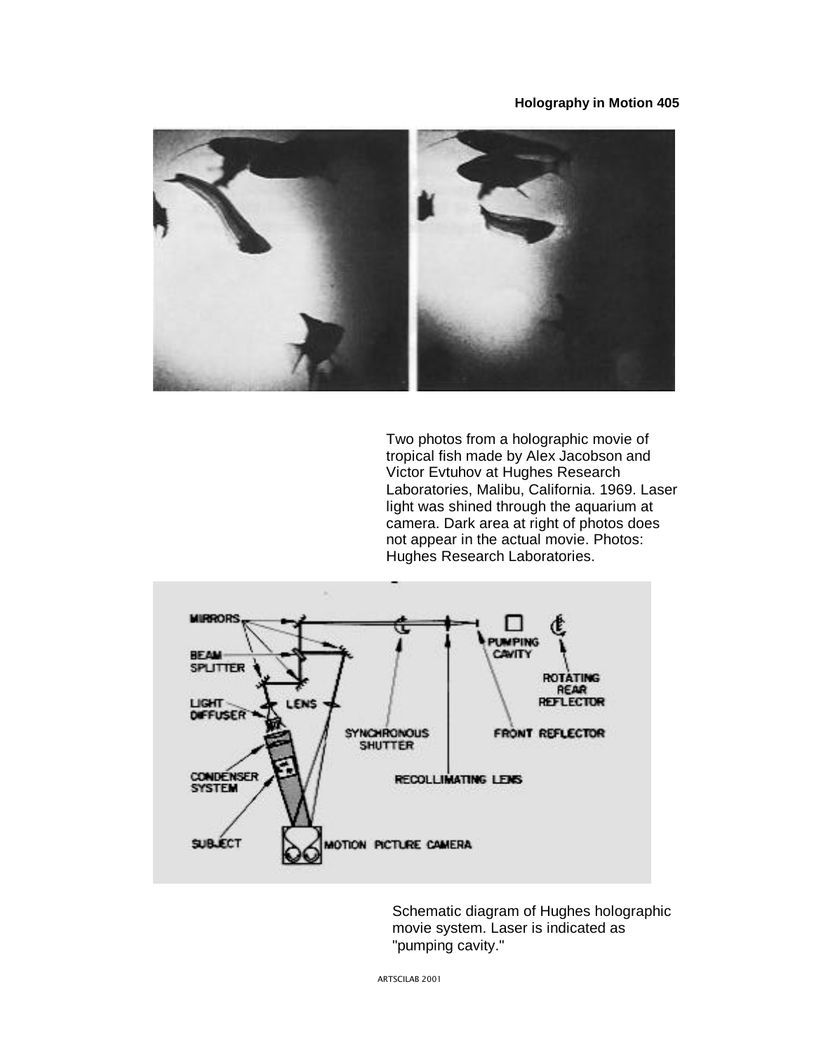Two photos from a holographic movie of tropical fish made by Alex Jacobson and Victor Evtuhov at Hughes Research Laboratories, Malibu, California. 1969. Laser light was shined through the aquarium at camera. Dark area at right of photos does not appear in the actual movie. Photos: Hughes Research Laboratories.

Schematic diagram of Hughes holographic movie system. Laser is indicated as "pumping cavity."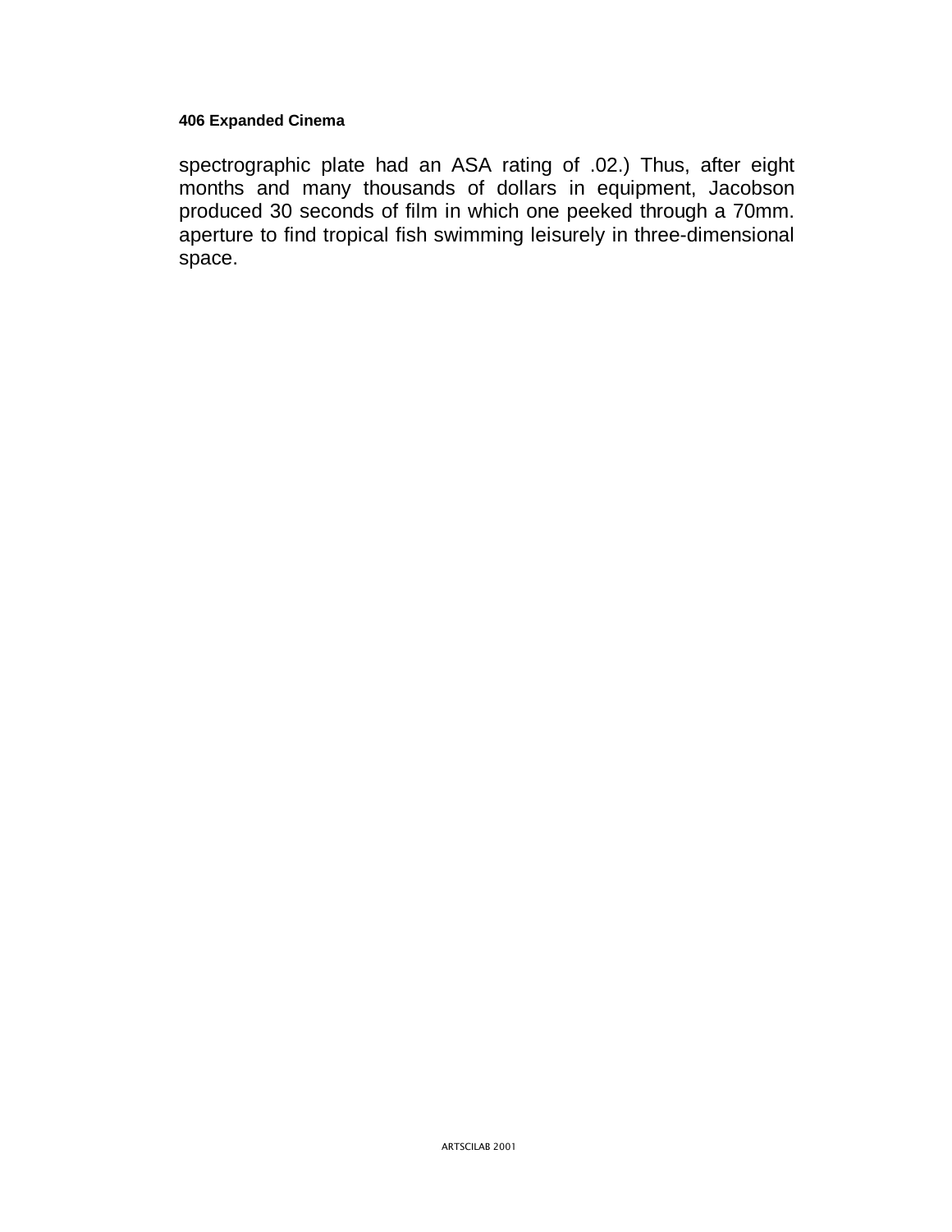spectrographic plate had an ASA rating of .02.) Thus, after eight months and many thousands of dollars in equipment, Jacobson produced 30 seconds of film in which one peeked through a 70mm. aperture to find tropical fish swimming leisurely in three-dimensional space.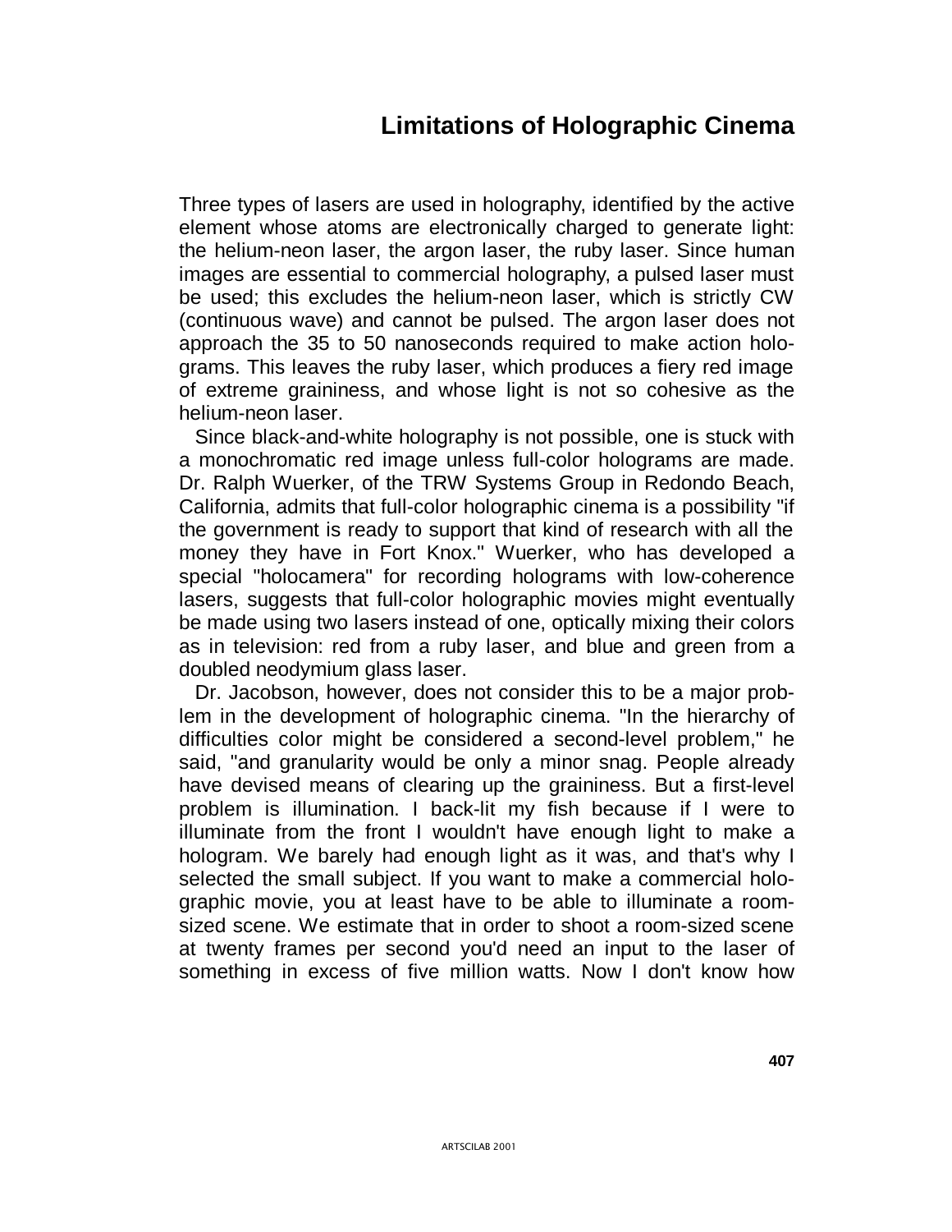## Limitations of Holographic Cinema

Three types of lasers are used in holography, identified by the active element whose atoms are electronically charged to generate light: the helium-neon laser, the argon laser, the ruby laser. Since human images are essential to commercial holography, a pulsed laser must be used; this excludes the helium-neon laser, which is strictly CW (continuous wave) and cannot be pulsed. The argon laser does not approach the 35 to 50 nanoseconds required to make action holograms. This leaves the ruby laser, which produces a fiery red image of extreme graininess, and whose light is not so cohesive as the helium-neon laser.

Since black-and-white holography is not possible, one is stuck with a monochromatic red image unless full-color holograms are made. Dr. Ralph Wuerker, of the TRW Systems Group in Redondo Beach, California, admits that full-color holographic cinema is a possibility "if the government is ready to support that kind of research with all the money they have in Fort Knox." Wuerker, who has developed a special "holocamera" for recording holograms with low-coherence lasers, suggests that full-color holographic movies might eventually be made using two lasers instead of one, optically mixing their colors as in television: red from a ruby laser, and blue and green from a doubled neodymium glass laser.

Dr. Jacobson, however, does not consider this to be a major problem in the development of holographic cinema. "In the hierarchy of difficulties color might be considered a second-level problem," he said, "and granularity would be only a minor snag. People already have devised means of clearing up the graininess. But a first-level problem is illumination. I back-lit my fish because if I were to illuminate from the front I wouldn't have enough light to make a hologram. We barely had enough light as it was, and that's why I selected the small subject. If you want to make a commercial holographic movie, you at least have to be able to illuminate a room-sized scene. We estimate that in order to shoot a room-sized scene at twenty frames per second you'd need an input to the laser of something in excess of five million watts. Now I don't know how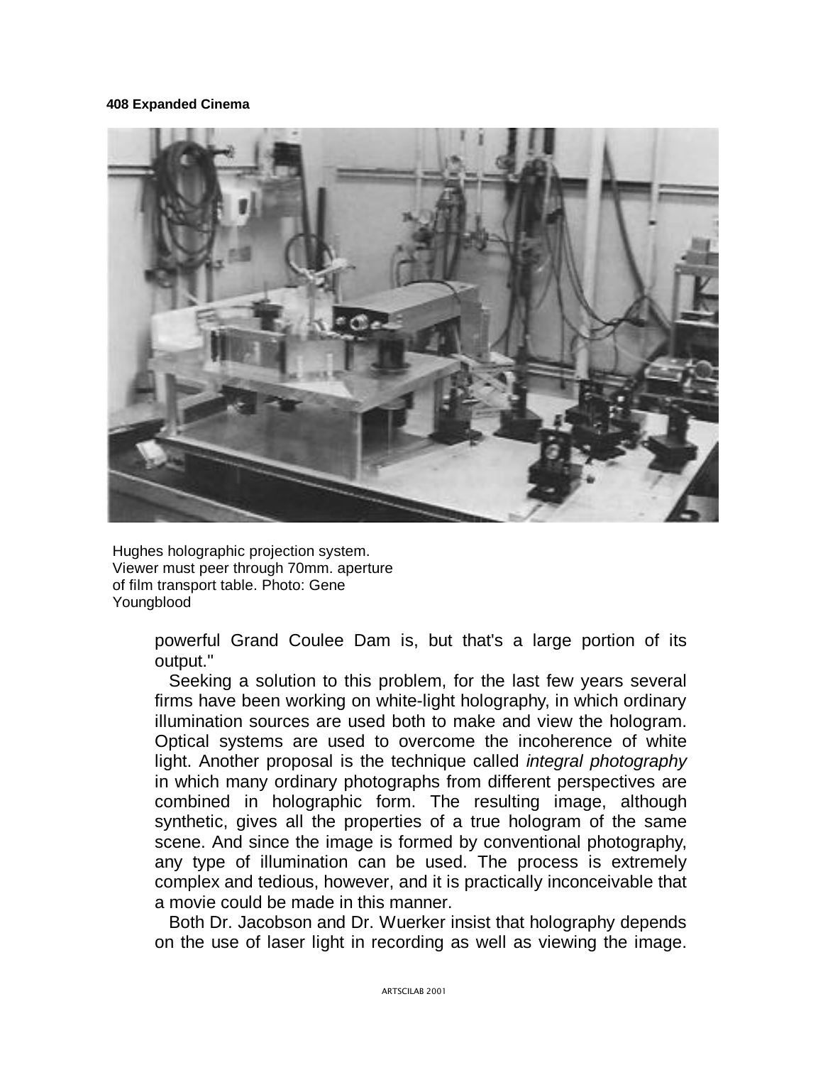Hughes holographic projection system. Viewer must peer through 70mm. aperture of film transport table. Photo: Gene Youngblood

powerful Grand Coulee Dam is, but that's a large portion of its output."

Seeking a solution to this problem, for the last few years several firms have been working on white-light holography, in which ordinary illumination sources are used both to make and view the hologram. Optical systems are used to overcome the incoherence of white light. Another proposal is the technique called *integral photography* in which many ordinary photographs from different perspectives are combined in holographic form. The resulting image, although synthetic, gives all the properties of a true hologram of the same scene. And since the image is formed by conventional photography, any type of illumination can be used. The process is extremely complex and tedious, however, and it is practically inconceivable that a movie could be made in this manner.

Both Dr. Jacobson and Dr. Wuerker insist that holography depends on the use of laser light in recording as well as viewing the image.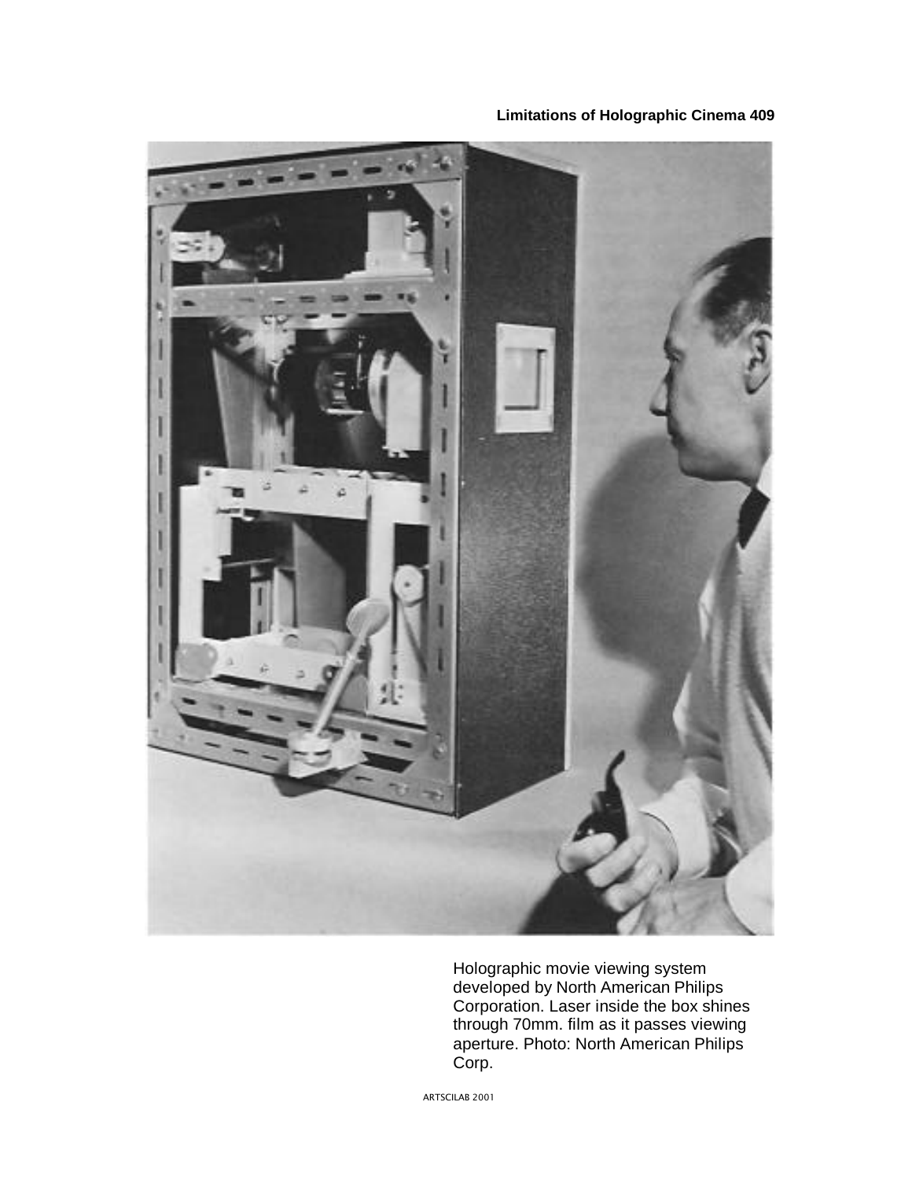Holographic movie viewing system developed by North American Philips Corporation. Laser inside the box shines through 70mm. film as it passes viewing aperture. Photo: North American Philips Corp.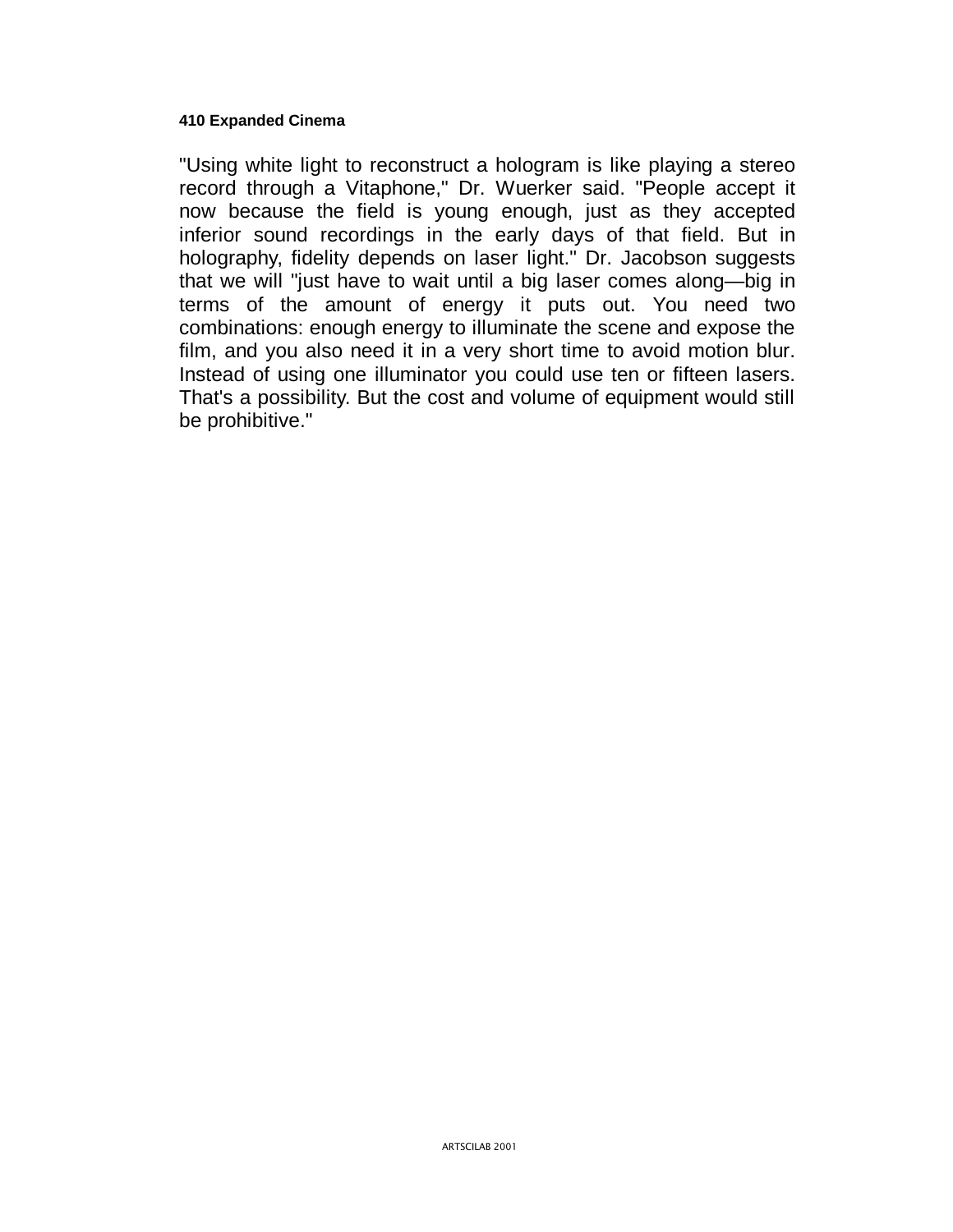"Using white light to reconstruct a hologram is like playing a stereo record through a Vitaphone," Dr. Wuerker said. "People accept it now because the field is young enough, just as they accepted inferior sound recordings in the early days of that field. But in holography, fidelity depends on laser light." Dr. Jacobson suggests that we will "just have to wait until a big laser comes along—big in terms of the amount of energy it puts out. You need two combinations: enough energy to illuminate the scene and expose the film, and you also need it in a very short time to avoid motion blur. Instead of using one illuminator you could use ten or fifteen lasers. That's a possibility. But the cost and volume of equipment would still be prohibitive."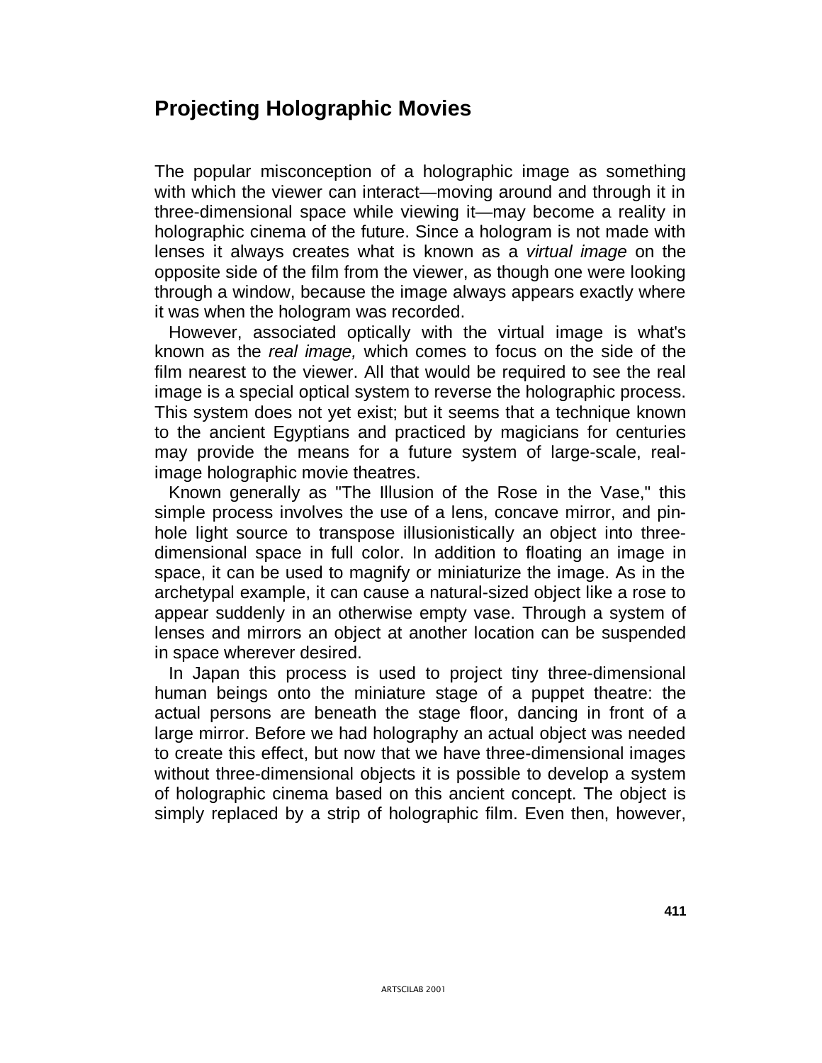## Projecting Holographic Movies

The popular misconception of a holographic image as something with which the viewer can interact—moving around and through it in three-dimensional space while viewing it—may become a reality in holographic cinema of the future. Since a hologram is not made with lenses it always creates what is known as a *virtual image* on the opposite side of the film from the viewer, as though one were looking through a window, because the image always appears exactly where it was when the hologram was recorded.

However, associated optically with the virtual image is what's known as the *real image,* which comes to focus on the side of the film nearest to the viewer. All that would be required to see the real image is a special optical system to reverse the holographic process. This system does not yet exist; but it seems that a technique known to the ancient Egyptians and practiced by magicians for centuries may provide the means for a future system of large-scale, real-image holographic movie theatres.

Known generally as "The Illusion of the Rose in the Vase," this simple process involves the use of a lens, concave mirror, and pin-hole light source to transpose illusionistically an object into three-dimensional space in full color. In addition to floating an image in space, it can be used to magnify or miniaturize the image. As in the archetypal example, it can cause a natural-sized object like a rose to appear suddenly in an otherwise empty vase. Through a system of lenses and mirrors an object at another location can be suspended in space wherever desired.

In Japan this process is used to project tiny three-dimensional human beings onto the miniature stage of a puppet theatre: the actual persons are beneath the stage floor, dancing in front of a large mirror. Before we had holography an actual object was needed to create this effect, but now that we have three-dimensional images without three-dimensional objects it is possible to develop a system of holographic cinema based on this ancient concept. The object is simply replaced by a strip of holographic film. Even then, however,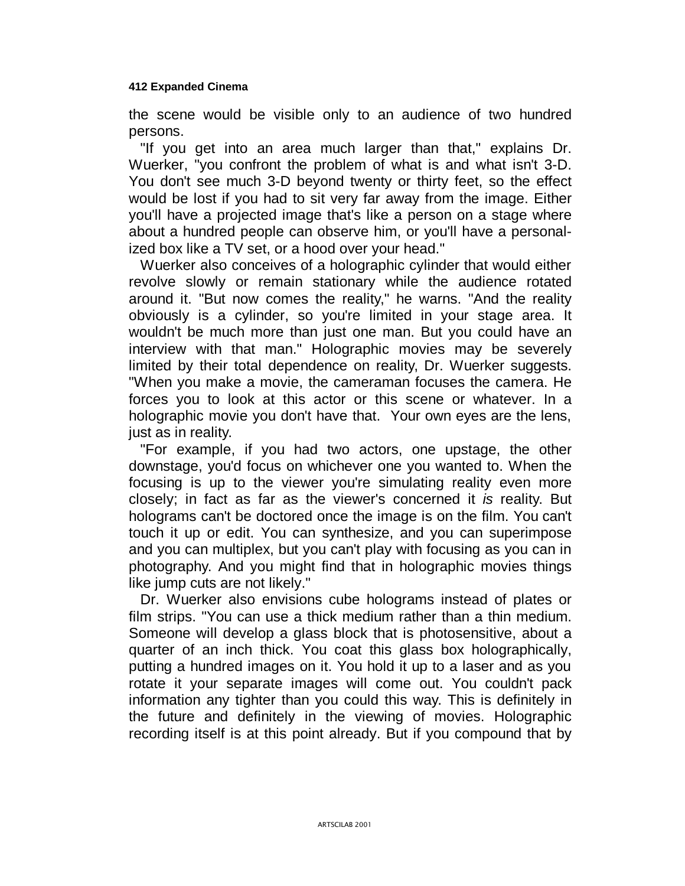the scene would be visible only to an audience of two hundred persons.

"If you get into an area much larger than that," explains Dr. Wuerker, "you confront the problem of what is and what isn't 3-D. You don't see much 3-D beyond twenty or thirty feet, so the effect would be lost if you had to sit very far away from the image. Either you'll have a projected image that's like a person on a stage where about a hundred people can observe him, or you'll have a personalized box like a TV set, or a hood over your head."

Wuerker also conceives of a holographic cylinder that would either revolve slowly or remain stationary while the audience rotated around it. "But now comes the reality," he warns. "And the reality obviously is a cylinder, so you're limited in your stage area. It wouldn't be much more than just one man. But you could have an interview with that man." Holographic movies may be severely limited by their total dependence on reality, Dr. Wuerker suggests. "When you make a movie, the cameraman focuses the camera. He forces you to look at this actor or this scene or whatever. In a holographic movie you don't have that. Your own eyes are the lens, just as in reality.

"For example, if you had two actors, one upstage, the other downstage, you'd focus on whichever one you wanted to. When the focusing is up to the viewer you're simulating reality even more closely; in fact as far as the viewer's concerned it *is* reality. But holograms can't be doctored once the image is on the film. You can't touch it up or edit. You can synthesize, and you can superimpose and you can multiplex, but you can't play with focusing as you can in photography. And you might find that in holographic movies things like jump cuts are not likely."

Dr. Wuerker also envisions cube holograms instead of plates or film strips. "You can use a thick medium rather than a thin medium. Someone will develop a glass block that is photosensitive, about a quarter of an inch thick. You coat this glass box holographically, putting a hundred images on it. You hold it up to a laser and as you rotate it your separate images will come out. You couldn't pack information any tighter than you could this way. This is definitely in the future and definitely in the viewing of movies. Holographic recording itself is at this point already. But if you compound that by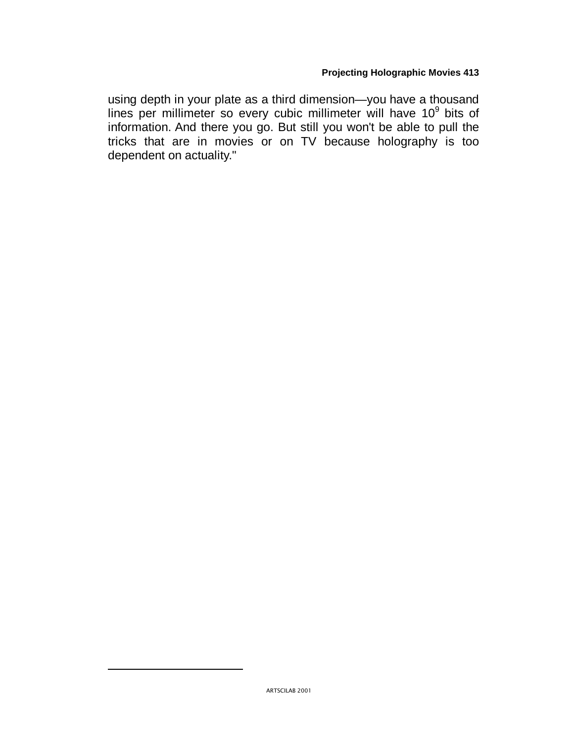using depth in your plate as a third dimension—you have a thousand lines per millimeter so every cubic millimeter will have $10^9$ bits of information. And there you go. But still you won't be able to pull the tricks that are in movies or on TV because holography is too dependent on actuality."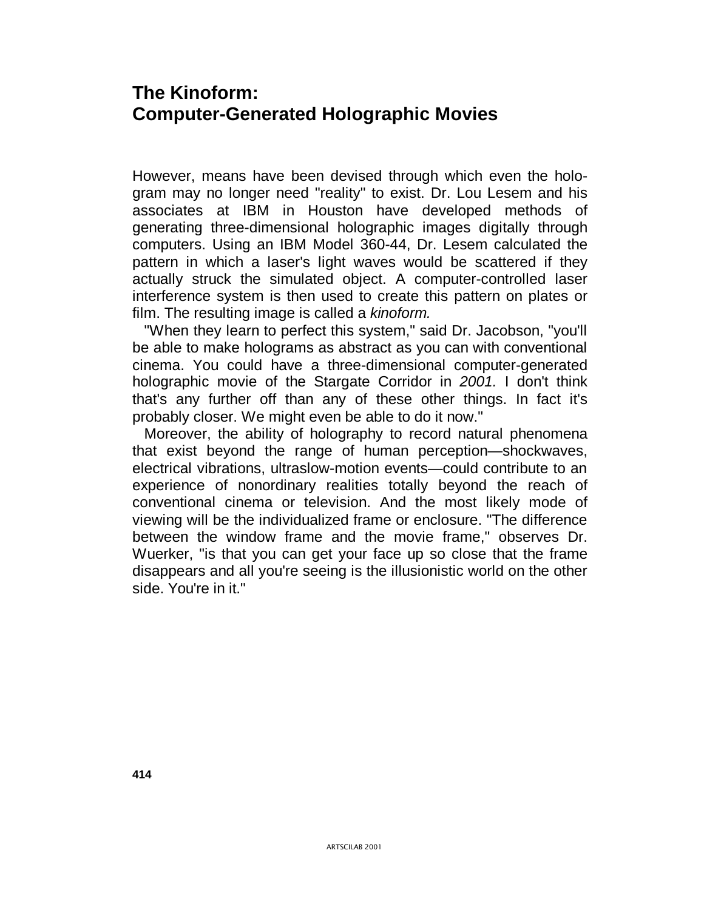## The Kinoform: Computer-Generated Holographic Movies

However, means have been devised through which even the hologram may no longer need "reality" to exist. Dr. Lou Lesem and his associates at IBM in Houston have developed methods of generating three-dimensional holographic images digitally through computers. Using an IBM Model 360-44, Dr. Lesem calculated the pattern in which a laser's light waves would be scattered if they actually struck the simulated object. A computer-controlled laser interference system is then used to create this pattern on plates or film. The resulting image is called a *kinoform.*

"When they learn to perfect this system," said Dr. Jacobson, "you'll be able to make holograms as abstract as you can with conventional cinema. You could have a three-dimensional computer-generated holographic movie of the Stargate Corridor in *2001.* I don't think that's any further off than any of these other things. In fact it's probably closer. We might even be able to do it now."

Moreover, the ability of holography to record natural phenomena that exist beyond the range of human perception—shockwaves, electrical vibrations, ultraslow-motion events—could contribute to an experience of nonordinary realities totally beyond the reach of conventional cinema or television. And the most likely mode of viewing will be the individualized frame or enclosure. "The difference between the window frame and the movie frame," observes Dr. Wuerker, "is that you can get your face up so close that the frame disappears and all you're seeing is the illusionistic world on the other side. You're in it."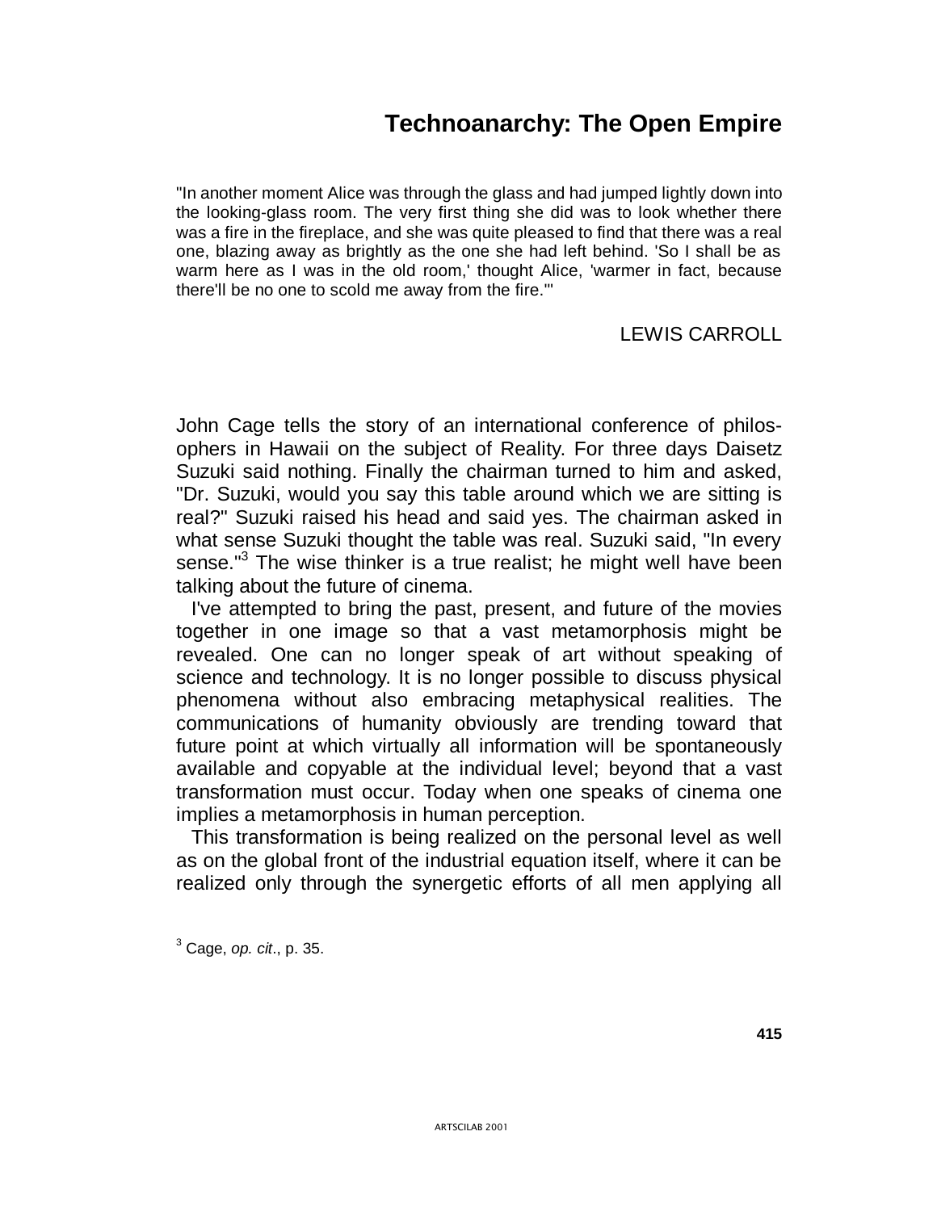# Technoanarchy: The Open Empire

> "In another moment Alice was through the glass and had jumped lightly down into the looking-glass room. The very first thing she did was to look whether there was a fire in the fireplace, and she was quite pleased to find that there was a real one, blazing away as brightly as the one she had left behind. 'So I shall be as warm here as I was in the old room,' thought Alice, 'warmer in fact, because there'll be no one to scold me away from the fire.'"
>
> LEWIS CARROLL

John Cage tells the story of an international conference of philosophers in Hawaii on the subject of Reality. For three days Daisetz Suzuki said nothing. Finally the chairman turned to him and asked, "Dr. Suzuki, would you say this table around which we are sitting is real?" Suzuki raised his head and said yes. The chairman asked in what sense Suzuki thought the table was real. Suzuki said, "In every sense."[3] The wise thinker is a true realist; he might well have been talking about the future of cinema.

I've attempted to bring the past, present, and future of the movies together in one image so that a vast metamorphosis might be revealed. One can no longer speak of art without speaking of science and technology. It is no longer possible to discuss physical phenomena without also embracing metaphysical realities. The communications of humanity obviously are trending toward that future point at which virtually all information will be spontaneously available and copyable at the individual level; beyond that a vast transformation must occur. Today when one speaks of cinema one implies a metamorphosis in human perception.

This transformation is being realized on the personal level as well as on the global front of the industrial equation itself, where it can be realized only through the synergetic efforts of all men applying all

[3] Cage, *op. cit*., p. 35.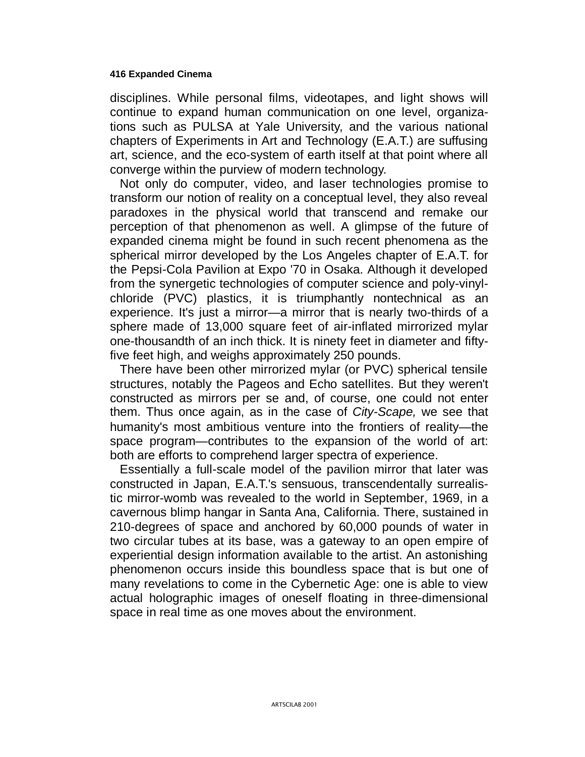disciplines. While personal films, videotapes, and light shows will continue to expand human communication on one level, organizations such as PULSA at Yale University, and the various national chapters of Experiments in Art and Technology (E.A.T.) are suffusing art, science, and the eco-system of earth itself at that point where all converge within the purview of modern technology.

Not only do computer, video, and laser technologies promise to transform our notion of reality on a conceptual level, they also reveal paradoxes in the physical world that transcend and remake our perception of that phenomenon as well. A glimpse of the future of expanded cinema might be found in such recent phenomena as the spherical mirror developed by the Los Angeles chapter of E.A.T. for the Pepsi-Cola Pavilion at Expo '70 in Osaka. Although it developed from the synergetic technologies of computer science and poly-vinyl-chloride (PVC) plastics, it is triumphantly nontechnical as an experience. It's just a mirror—a mirror that is nearly two-thirds of a sphere made of 13,000 square feet of air-inflated mirrorized mylar one-thousandth of an inch thick. It is ninety feet in diameter and fifty-five feet high, and weighs approximately 250 pounds.

There have been other mirrorized mylar (or PVC) spherical tensile structures, notably the Pageos and Echo satellites. But they weren't constructed as mirrors per se and, of course, one could not enter them. Thus once again, as in the case of *City-Scape,* we see that humanity's most ambitious venture into the frontiers of reality—the space program—contributes to the expansion of the world of art: both are efforts to comprehend larger spectra of experience.

Essentially a full-scale model of the pavilion mirror that later was constructed in Japan, E.A.T.'s sensuous, transcendentally surrealistic mirror-womb was revealed to the world in September, 1969, in a cavernous blimp hangar in Santa Ana, California. There, sustained in 210-degrees of space and anchored by 60,000 pounds of water in two circular tubes at its base, was a gateway to an open empire of experiential design information available to the artist. An astonishing phenomenon occurs inside this boundless space that is but one of many revelations to come in the Cybernetic Age: one is able to view actual holographic images of oneself floating in three-dimensional space in real time as one moves about the environment.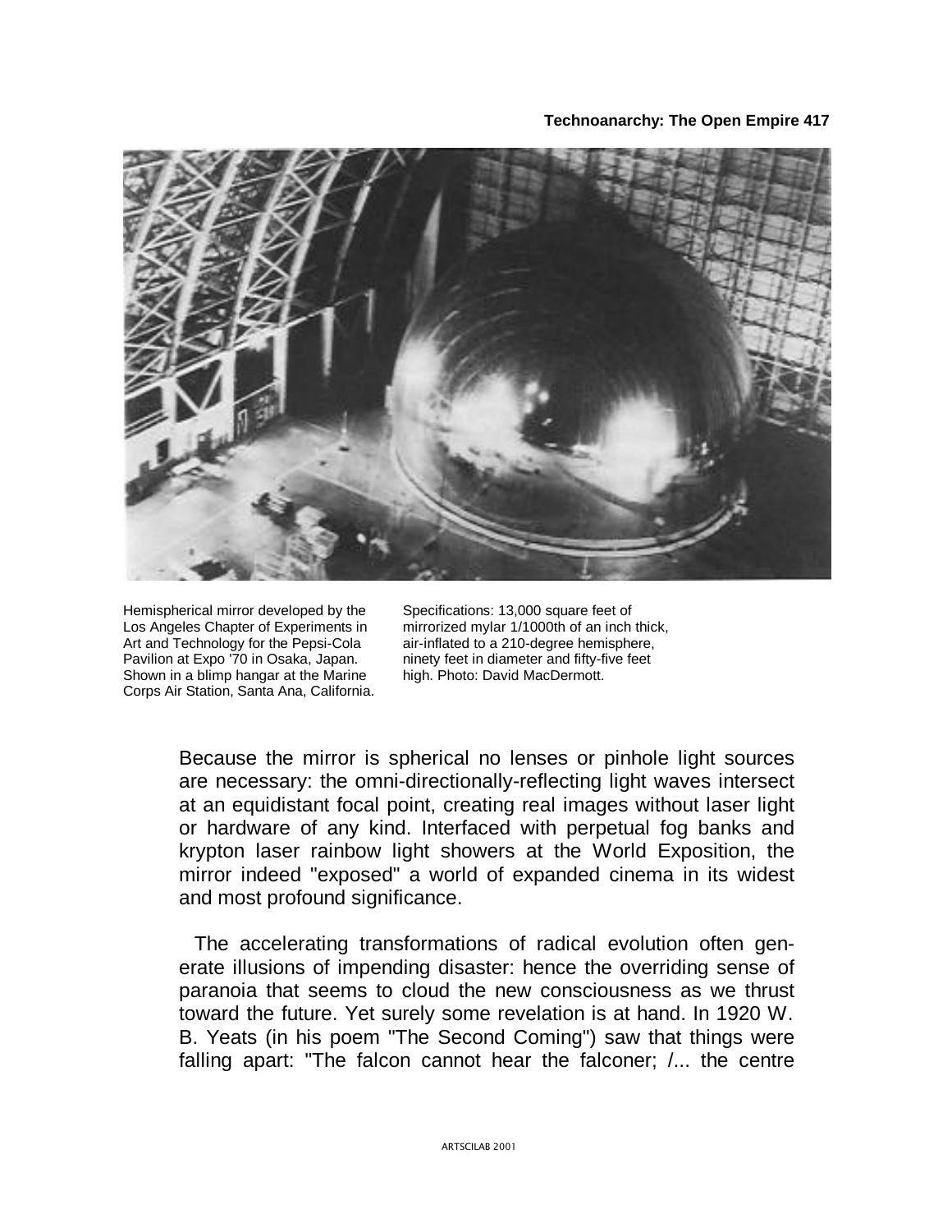Hemispherical mirror developed by the Los Angeles Chapter of Experiments in Art and Technology for the Pepsi-Cola Pavilion at Expo '70 in Osaka, Japan. Shown in a blimp hangar at the Marine Corps Air Station, Santa Ana, California. Specifications: 13,000 square feet of mirrorized mylar 1/1000th of an inch thick, air-inflated to a 210-degree hemisphere, ninety feet in diameter and fifty-five feet high. Photo: David MacDermott.

Because the mirror is spherical no lenses or pinhole light sources are necessary: the omni-directionally-reflecting light waves intersect at an equidistant focal point, creating real images without laser light or hardware of any kind. Interfaced with perpetual fog banks and krypton laser rainbow light showers at the World Exposition, the mirror indeed "exposed" a world of expanded cinema in its widest and most profound significance.

The accelerating transformations of radical evolution often generate illusions of impending disaster: hence the overriding sense of paranoia that seems to cloud the new consciousness as we thrust toward the future. Yet surely some revelation is at hand. In 1920 W. B. Yeats (in his poem "The Second Coming") saw that things were falling apart: "The falcon cannot hear the falconer; /... the centre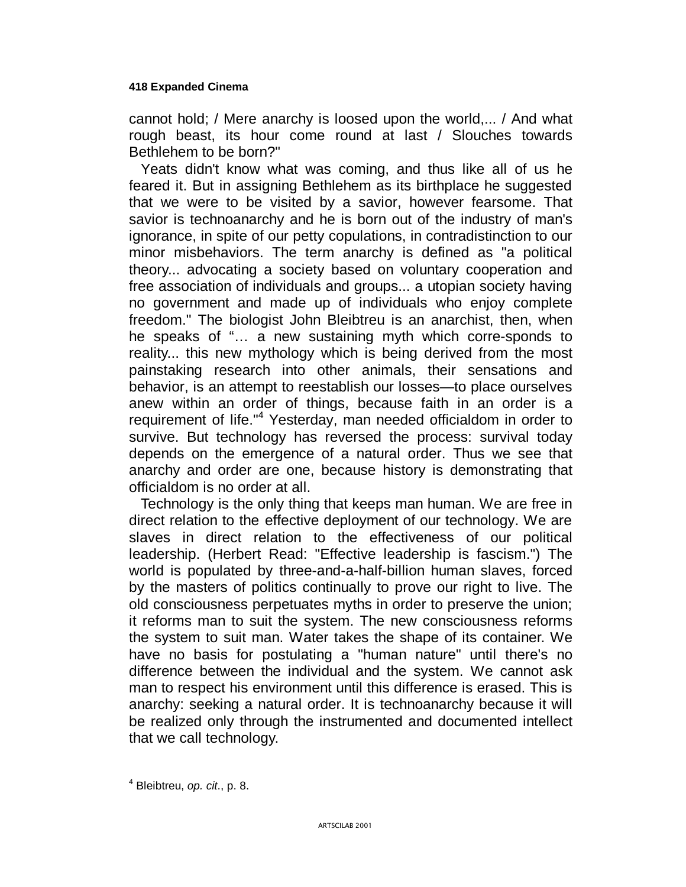cannot hold; / Mere anarchy is loosed upon the world,... / And what rough beast, its hour come round at last / Slouches towards Bethlehem to be born?"

Yeats didn't know what was coming, and thus like all of us he feared it. But in assigning Bethlehem as its birthplace he suggested that we were to be visited by a savior, however fearsome. That savior is technoanarchy and he is born out of the industry of man's ignorance, in spite of our petty copulations, in contradistinction to our minor misbehaviors. The term anarchy is defined as "a political theory... advocating a society based on voluntary cooperation and free association of individuals and groups... a utopian society having no government and made up of individuals who enjoy complete freedom." The biologist John Bleibtreu is an anarchist, then, when he speaks of "… a new sustaining myth which corre-sponds to reality... this new mythology which is being derived from the most painstaking research into other animals, their sensations and behavior, is an attempt to reestablish our losses—to place ourselves anew within an order of things, because faith in an order is a requirement of life."[4] Yesterday, man needed officialdom in order to survive. But technology has reversed the process: survival today depends on the emergence of a natural order. Thus we see that anarchy and order are one, because history is demonstrating that officialdom is no order at all.

Technology is the only thing that keeps man human. We are free in direct relation to the effective deployment of our technology. We are slaves in direct relation to the effectiveness of our political leadership. (Herbert Read: "Effective leadership is fascism.") The world is populated by three-and-a-half-billion human slaves, forced by the masters of politics continually to prove our right to live. The old consciousness perpetuates myths in order to preserve the union; it reforms man to suit the system. The new consciousness reforms the system to suit man. Water takes the shape of its container. We have no basis for postulating a "human nature" until there's no difference between the individual and the system. We cannot ask man to respect his environment until this difference is erased. This is anarchy: seeking a natural order. It is technoanarchy because it will be realized only through the instrumented and documented intellect that we call technology.

[4] Bleibtreu, *op. cit*., p. 8.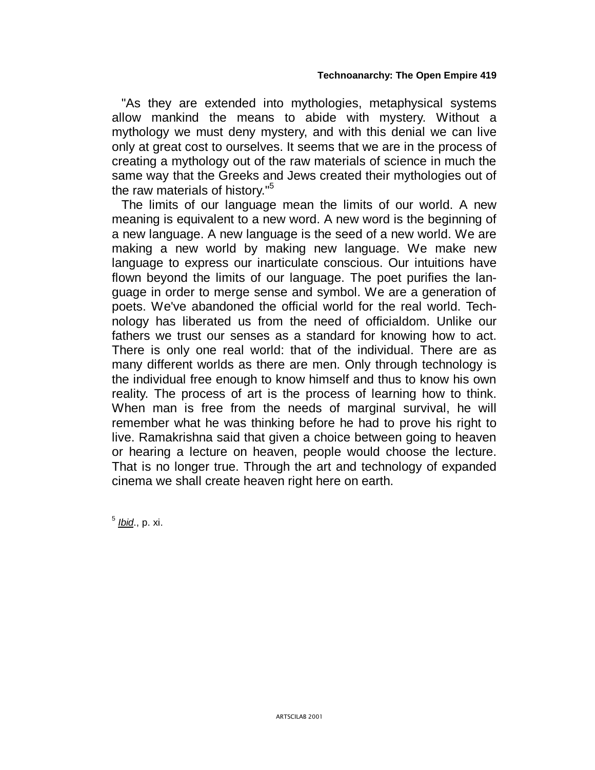"As they are extended into mythologies, metaphysical systems allow mankind the means to abide with mystery. Without a mythology we must deny mystery, and with this denial we can live only at great cost to ourselves. It seems that we are in the process of creating a mythology out of the raw materials of science in much the same way that the Greeks and Jews created their mythologies out of the raw materials of history."[5]

The limits of our language mean the limits of our world. A new meaning is equivalent to a new word. A new word is the beginning of a new language. A new language is the seed of a new world. We are making a new world by making new language. We make new language to express our inarticulate conscious. Our intuitions have flown beyond the limits of our language. The poet purifies the language in order to merge sense and symbol. We are a generation of poets. We've abandoned the official world for the real world. Technology has liberated us from the need of officialdom. Unlike our fathers we trust our senses as a standard for knowing how to act. There is only one real world: that of the individual. There are as many different worlds as there are men. Only through technology is the individual free enough to know himself and thus to know his own reality. The process of art is the process of learning how to think. When man is free from the needs of marginal survival, he will remember what he was thinking before he had to prove his right to live. Ramakrishna said that given a choice between going to heaven or hearing a lecture on heaven, people would choose the lecture. That is no longer true. Through the art and technology of expanded cinema we shall create heaven right here on earth.

[5] *Ibid*., p. xi.